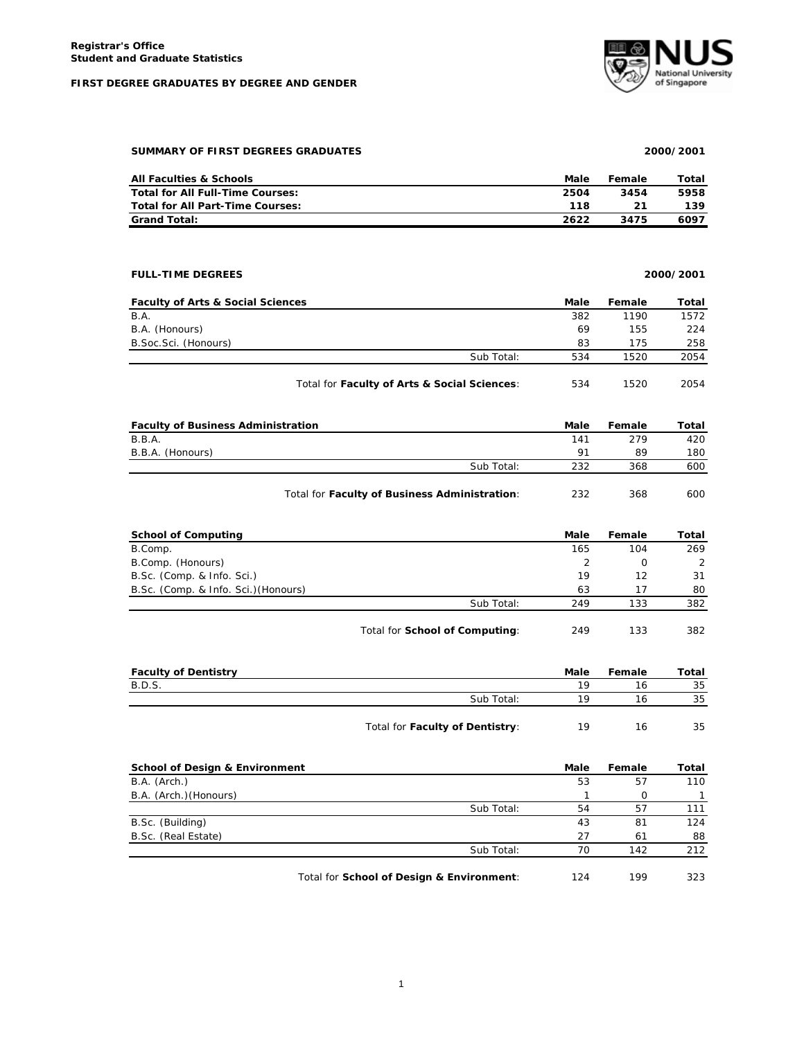**Registrar's Office**
**Student and Graduate Statistics**

**FIRST DEGREE GRADUATES BY DEGREE AND GENDER**

### SUMMARY OF FIRST DEGREES GRADUATES — 2000/2001

| All Faculties & Schools | Male | Female | Total |
|---|---|---|---|
| **Total for All Full-Time Courses:** | **2504** | **3454** | **5958** |
| **Total for All Part-Time Courses:** | **118** | **21** | **139** |
| **Grand Total:** | **2622** | **3475** | **6097** |

### FULL-TIME DEGREES — 2000/2001

| Faculty of Arts & Social Sciences | Male | Female | Total |
|---|---|---|---|
| B.A. | 382 | 1190 | 1572 |
| B.A. (Honours) | 69 | 155 | 224 |
| B.Soc.Sci. (Honours) | 83 | 175 | 258 |
| Sub Total: | 534 | 1520 | 2054 |
| Total for **Faculty of Arts & Social Sciences**: | 534 | 1520 | 2054 |

| Faculty of Business Administration | Male | Female | Total |
|---|---|---|---|
| B.B.A. | 141 | 279 | 420 |
| B.B.A. (Honours) | 91 | 89 | 180 |
| Sub Total: | 232 | 368 | 600 |
| Total for **Faculty of Business Administration**: | 232 | 368 | 600 |

| School of Computing | Male | Female | Total |
|---|---|---|---|
| B.Comp. | 165 | 104 | 269 |
| B.Comp. (Honours) | 2 | 0 | 2 |
| B.Sc. (Comp. & Info. Sci.) | 19 | 12 | 31 |
| B.Sc. (Comp. & Info. Sci.)(Honours) | 63 | 17 | 80 |
| Sub Total: | 249 | 133 | 382 |
| Total for **School of Computing**: | 249 | 133 | 382 |

| Faculty of Dentistry | Male | Female | Total |
|---|---|---|---|
| B.D.S. | 19 | 16 | 35 |
| Sub Total: | 19 | 16 | 35 |
| Total for **Faculty of Dentistry**: | 19 | 16 | 35 |

| School of Design & Environment | Male | Female | Total |
|---|---|---|---|
| B.A. (Arch.) | 53 | 57 | 110 |
| B.A. (Arch.)(Honours) | 1 | 0 | 1 |
| Sub Total: | 54 | 57 | 111 |
| B.Sc. (Building) | 43 | 81 | 124 |
| B.Sc. (Real Estate) | 27 | 61 | 88 |
| Sub Total: | 70 | 142 | 212 |
| Total for **School of Design & Environment**: | 124 | 199 | 323 |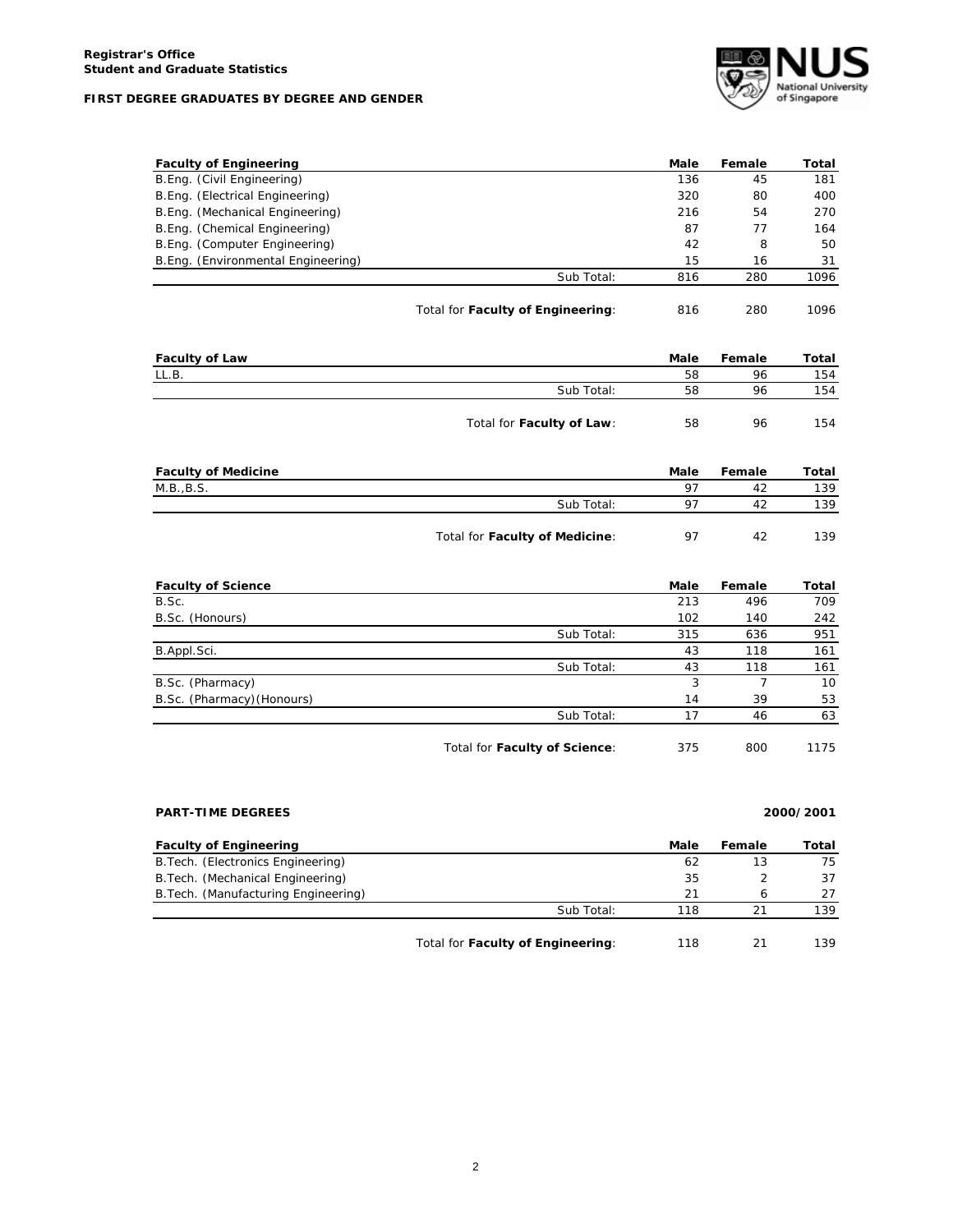**Registrar's Office**
**Student and Graduate Statistics**

**FIRST DEGREE GRADUATES BY DEGREE AND GENDER**

| **Faculty of Engineering** | | **Male** | **Female** | **Total** |
|---|---|---|---|---|
| B.Eng. (Civil Engineering) | | 136 | 45 | 181 |
| B.Eng. (Electrical Engineering) | | 320 | 80 | 400 |
| B.Eng. (Mechanical Engineering) | | 216 | 54 | 270 |
| B.Eng. (Chemical Engineering) | | 87 | 77 | 164 |
| B.Eng. (Computer Engineering) | | 42 | 8 | 50 |
| B.Eng. (Environmental Engineering) | | 15 | 16 | 31 |
| | Sub Total: | 816 | 280 | 1096 |
| | Total for **Faculty of Engineering**: | 816 | 280 | 1096 |

| **Faculty of Law** | | **Male** | **Female** | **Total** |
|---|---|---|---|---|
| LL.B. | | 58 | 96 | 154 |
| | Sub Total: | 58 | 96 | 154 |
| | Total for **Faculty of Law**: | 58 | 96 | 154 |

| **Faculty of Medicine** | | **Male** | **Female** | **Total** |
|---|---|---|---|---|
| M.B.,B.S. | | 97 | 42 | 139 |
| | Sub Total: | 97 | 42 | 139 |
| | Total for **Faculty of Medicine**: | 97 | 42 | 139 |

| **Faculty of Science** | | **Male** | **Female** | **Total** |
|---|---|---|---|---|
| B.Sc. | | 213 | 496 | 709 |
| B.Sc. (Honours) | | 102 | 140 | 242 |
| | Sub Total: | 315 | 636 | 951 |
| B.Appl.Sci. | | 43 | 118 | 161 |
| | Sub Total: | 43 | 118 | 161 |
| B.Sc. (Pharmacy) | | 3 | 7 | 10 |
| B.Sc. (Pharmacy)(Honours) | | 14 | 39 | 53 |
| | Sub Total: | 17 | 46 | 63 |
| | Total for **Faculty of Science**: | 375 | 800 | 1175 |

**PART-TIME DEGREES** **2000/2001**

| **Faculty of Engineering** | | **Male** | **Female** | **Total** |
|---|---|---|---|---|
| B.Tech. (Electronics Engineering) | | 62 | 13 | 75 |
| B.Tech. (Mechanical Engineering) | | 35 | 2 | 37 |
| B.Tech. (Manufacturing Engineering) | | 21 | 6 | 27 |
| | Sub Total: | 118 | 21 | 139 |
| | Total for **Faculty of Engineering**: | 118 | 21 | 139 |